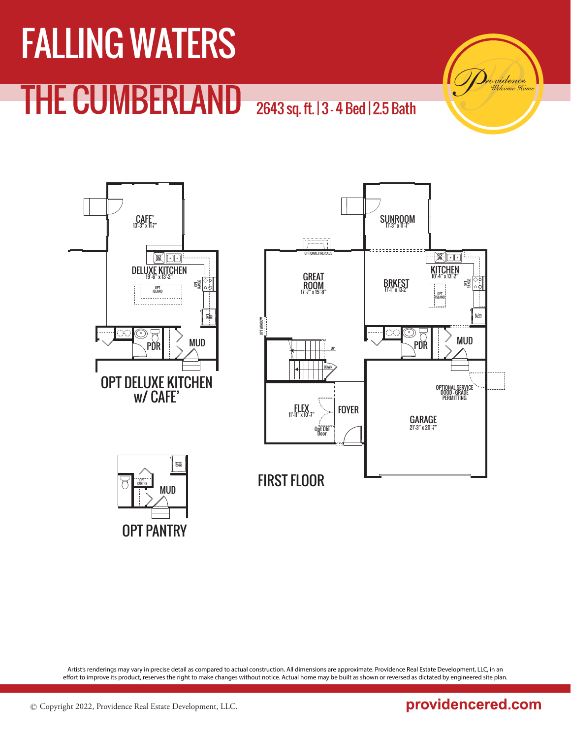# FALLING WATERS

# THE CUMBERLAND

2643 sq. ft. | 3 - 4 Bed | 2.5 Bath

Providence Welcome Home

CAFE' 13'-3" x 11-7"

OPT DW

DELUXE KITCHEN 19'-6" x 13'-2"

OPT RANGE

OPT ISLAND

OPT REF

PDR

MUD

## OPT DELUXE KITCHEN w/ CAFE'

SUNROOM 11'-3" x 11'-1"

OPTIONAL FIREPLACE

GREAT ROOM 17'-7" x 15'-8"

OPT WINDOW

BRKFST 11'-1" x 13-2"

KITCHEN 10'-4" x 13'-2"

OPT DW

OPT RANGE

OPT ISLAND

OPT REF

PDR

MUD

UP

DOWN

FLEX 11'-11" x 10'-7"

Opt Dbl Door

FOYER

OPTIONAL SERVICE DOOD - GRADE PERMITTING

GARAGE 21'-3" x 20'-7"

## FIRST FLOOR

OPT REF

OPT PANTRY

MUD

## OPT PANTRY

Artist's renderings may vary in precise detail as compared to actual construction. All dimensions are approximate. Providence Real Estate Development, LLC, in an effort to improve its product, reserves the right to make changes without notice. Actual home may be built as shown or reversed as dictated by engineered site plan.

© Copyright 2022, Providence Real Estate Development, LLC.

providencered.com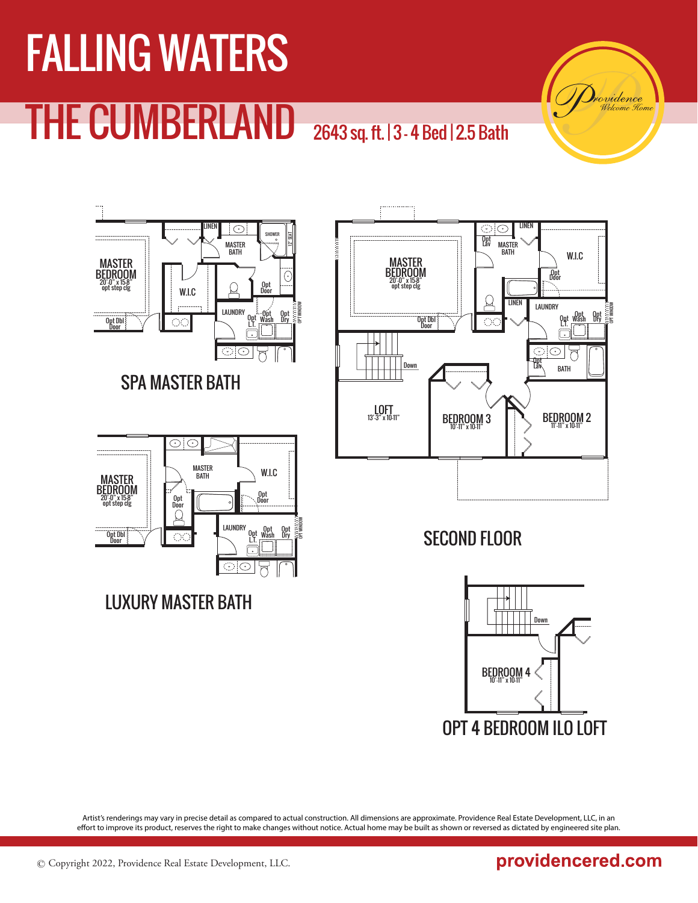# FALLING WATERS

# THE CUMBERLAND

2643 sq. ft. | 3 - 4 Bed | 2.5 Bath

Providence Welcome Home

## SPA MASTER BATH

MASTER BEDROOM 20'-0" x 15'-8" opt step clg

Opt Dbl Door

LINEN

MASTER BATH

SHOWER

12" SEAT

W.I.C

Opt Door

LAUNDRY

Opt L.T.

Opt Wash

Opt Dry

OPT WINDOW

## LUXURY MASTER BATH

MASTER BEDROOM 20'-0" x 15'-8" opt step clg

Opt Dbl Door

MASTER BATH

W.I.C

Opt Door

Opt Door

LAUNDRY

Opt L.T.

Opt Wash

Opt Dry

OPT WINDOW

## SECOND FLOOR

MASTER BEDROOM 20'-0" x 15'-8" opt step clg

Opt Dbl Door

Opt Lav

MASTER BATH

LINEN

W.I.C

Opt Door

LINEN

LAUNDRY

Opt L.T.

Opt Wash

Opt Dry

OPT WINDOW

Opt Lav

BATH

Down

LOFT 13'-3" x 10-11"

BEDROOM 3 10'-11" x 10-11"

BEDROOM 2 11'-11" x 10-11"

## OPT 4 BEDROOM ILO LOFT

Down

BEDROOM 4 10'-11" x 10-11"

Artist's renderings may vary in precise detail as compared to actual construction. All dimensions are approximate. Providence Real Estate Development, LLC, in an effort to improve its product, reserves the right to make changes without notice. Actual home may be built as shown or reversed as dictated by engineered site plan.

© Copyright 2022, Providence Real Estate Development, LLC.

providencered.com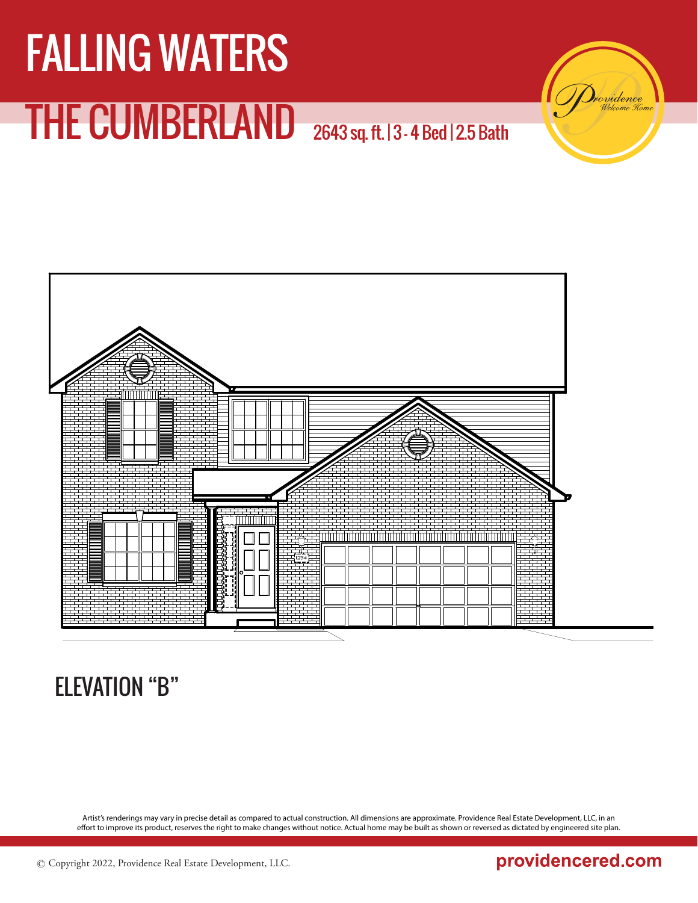# FALLING WATERS

## THE CUMBERLAND

2643 sq. ft. | 3 - 4 Bed | 2.5 Bath

Providence Welcome Home

ELEVATION "B"

Artist's renderings may vary in precise detail as compared to actual construction. All dimensions are approximate. Providence Real Estate Development, LLC, in an effort to improve its product, reserves the right to make changes without notice. Actual home may be built as shown or reversed as dictated by engineered site plan.

© Copyright 2022, Providence Real Estate Development, LLC.

providencered.com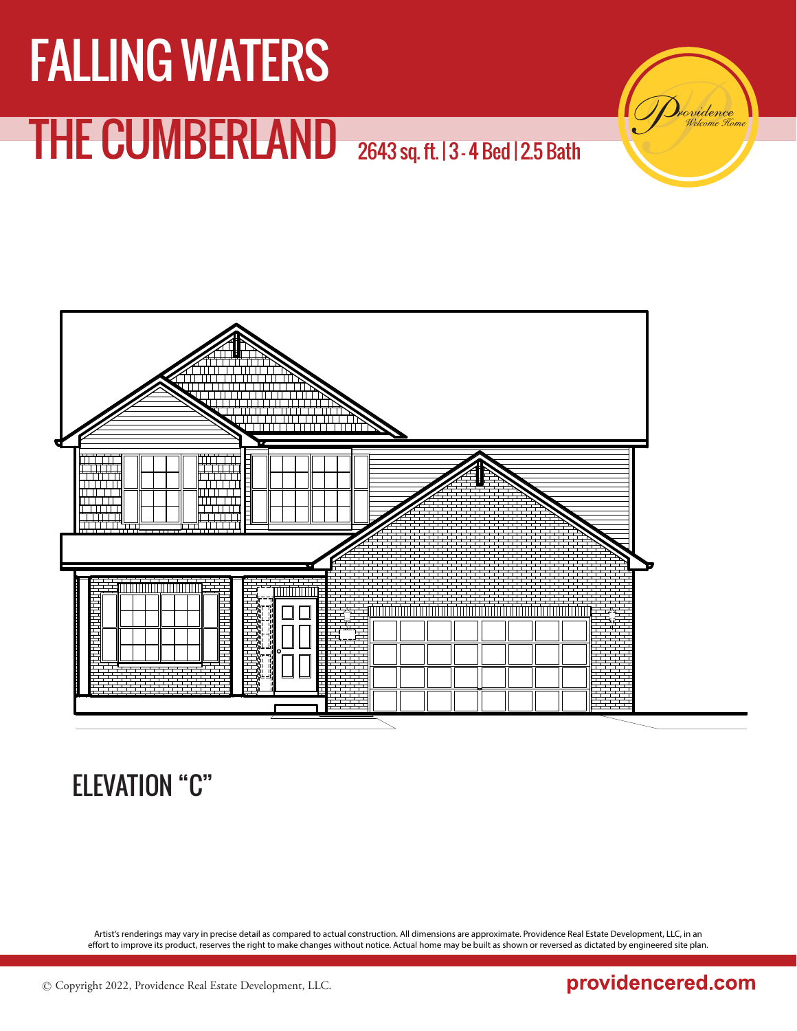# FALLING WATERS

## THE CUMBERLAND

2643 sq. ft. | 3 - 4 Bed | 2.5 Bath

Providence Welcome Home

ELEVATION "C"

Artist's renderings may vary in precise detail as compared to actual construction. All dimensions are approximate. Providence Real Estate Development, LLC, in an effort to improve its product, reserves the right to make changes without notice. Actual home may be built as shown or reversed as dictated by engineered site plan.

© Copyright 2022, Providence Real Estate Development, LLC.

providencered.com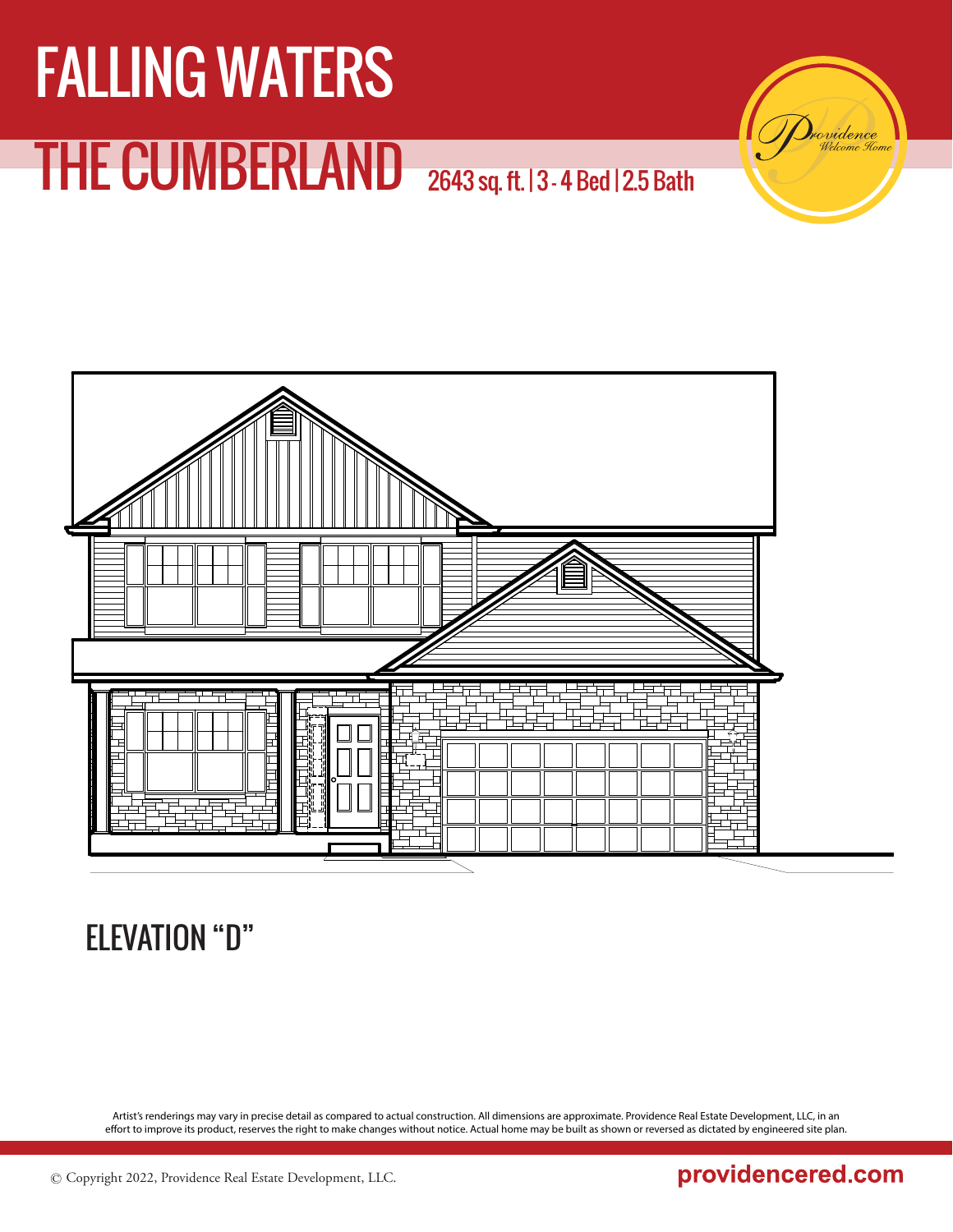# FALLING WATERS

## THE CUMBERLAND

2643 sq. ft. | 3 - 4 Bed | 2.5 Bath

Providence Welcome Home

ELEVATION "D"

Artist's renderings may vary in precise detail as compared to actual construction. All dimensions are approximate. Providence Real Estate Development, LLC, in an effort to improve its product, reserves the right to make changes without notice. Actual home may be built as shown or reversed as dictated by engineered site plan.

© Copyright 2022, Providence Real Estate Development, LLC.

providencered.com